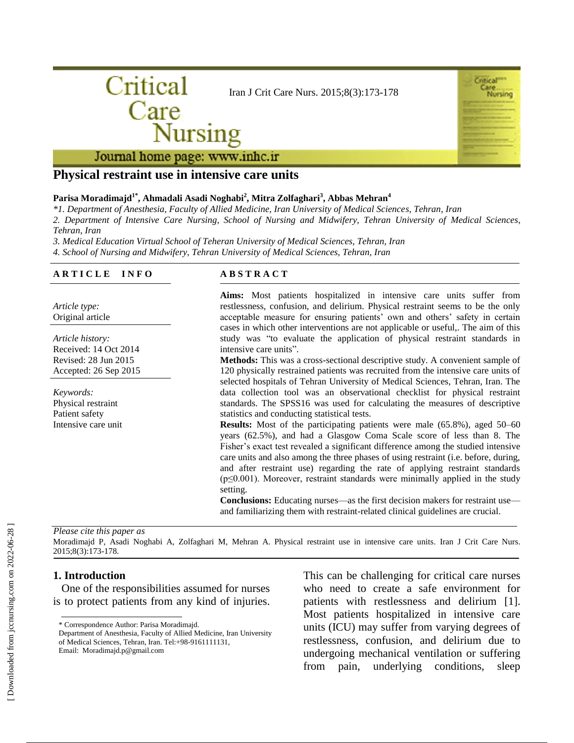# Physical restraint use in intensive care units

**Parisa Moradimajd[1*], Ahmadali Asadi Noghabi[2], Mitra Zolfaghari[3], Abbas Mehran[4]**

*\*1. Department of Anesthesia, Faculty of Allied Medicine, Iran University of Medical Sciences, Tehran, Iran*

*2. Department of Intensive Care Nursing, School of Nursing and Midwifery, Tehran University of Medical Sciences, Tehran, Iran*

*3. Medical Education Virtual School of Teheran University of Medical Sciences, Tehran, Iran*

*4. School of Nursing and Midwifery, Tehran University of Medical Sciences, Tehran, Iran*

**ARTICLE INFO**

*Article type:*
Original article

*Article history:*
Received: 14 Oct 2014
Revised: 28 Jun 2015
Accepted: 26 Sep 2015

*Keywords:*
Physical restraint
Patient safety
Intensive care unit

**ABSTRACT**

**Aims:** Most patients hospitalized in intensive care units suffer from restlessness, confusion, and delirium. Physical restraint seems to be the only acceptable measure for ensuring patients' own and others' safety in certain cases in which other interventions are not applicable or useful,. The aim of this study was "to evaluate the application of physical restraint standards in intensive care units".

**Methods:** This was a cross-sectional descriptive study. A convenient sample of 120 physically restrained patients was recruited from the intensive care units of selected hospitals of Tehran University of Medical Sciences, Tehran, Iran. The data collection tool was an observational checklist for physical restraint standards. The SPSS16 was used for calculating the measures of descriptive statistics and conducting statistical tests.

**Results:** Most of the participating patients were male (65.8%), aged 50–60 years (62.5%), and had a Glasgow Coma Scale score of less than 8. The Fisher's exact test revealed a significant difference among the studied intensive care units and also among the three phases of using restraint (i.e. before, during, and after restraint use) regarding the rate of applying restraint standards ($p \leq 0.001$). Moreover, restraint standards were minimally applied in the study setting.

**Conclusions:** Educating nurses—as the first decision makers for restraint use—and familiarizing them with restraint-related clinical guidelines are crucial.

*Please cite this paper as*
Moradimajd P, Asadi Noghabi A, Zolfaghari M, Mehran A. Physical restraint use in intensive care units. Iran J Crit Care Nurs. 2015;8(3):173-178.

## 1. Introduction

One of the responsibilities assumed for nurses is to protect patients from any kind of injuries. This can be challenging for critical care nurses who need to create a safe environment for patients with restlessness and delirium [1]. Most patients hospitalized in intensive care units (ICU) may suffer from varying degrees of restlessness, confusion, and delirium due to undergoing mechanical ventilation or suffering from pain, underlying conditions, sleep

\* Correspondence Author: Parisa Moradimajd.
Department of Anesthesia, Faculty of Allied Medicine, Iran University of Medical Sciences, Tehran, Iran. Tel:+98-9161111131,
Email: Moradimajd.p@gmail.com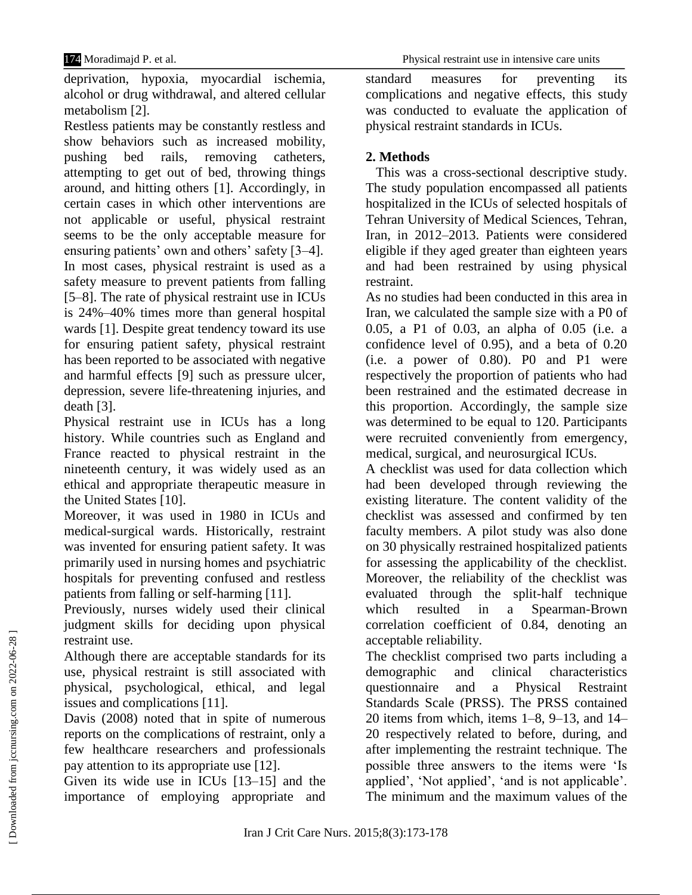deprivation, hypoxia, myocardial ischemia, alcohol or drug withdrawal, and altered cellular metabolism [2].

Restless patients may be constantly restless and show behaviors such as increased mobility, pushing bed rails, removing catheters, attempting to get out of bed, throwing things around, and hitting others [1]. Accordingly, in certain cases in which other interventions are not applicable or useful, physical restraint seems to be the only acceptable measure for ensuring patients' own and others' safety [3–4].

In most cases, physical restraint is used as a safety measure to prevent patients from falling [5–8]. The rate of physical restraint use in ICUs is 24%–40% times more than general hospital wards [1]. Despite great tendency toward its use for ensuring patient safety, physical restraint has been reported to be associated with negative and harmful effects [9] such as pressure ulcer, depression, severe life-threatening injuries, and death [3].

Physical restraint use in ICUs has a long history. While countries such as England and France reacted to physical restraint in the nineteenth century, it was widely used as an ethical and appropriate therapeutic measure in the United States [10].

Moreover, it was used in 1980 in ICUs and medical-surgical wards. Historically, restraint was invented for ensuring patient safety. It was primarily used in nursing homes and psychiatric hospitals for preventing confused and restless patients from falling or self-harming [11].

Previously, nurses widely used their clinical judgment skills for deciding upon physical restraint use.

Although there are acceptable standards for its use, physical restraint is still associated with physical, psychological, ethical, and legal issues and complications [11].

Davis (2008) noted that in spite of numerous reports on the complications of restraint, only a few healthcare researchers and professionals pay attention to its appropriate use [12].

Given its wide use in ICUs [13–15] and the importance of employing appropriate and standard measures for preventing its complications and negative effects, this study was conducted to evaluate the application of physical restraint standards in ICUs.

## 2. Methods

This was a cross-sectional descriptive study. The study population encompassed all patients hospitalized in the ICUs of selected hospitals of Tehran University of Medical Sciences, Tehran, Iran, in 2012–2013. Patients were considered eligible if they aged greater than eighteen years and had been restrained by using physical restraint.

As no studies had been conducted in this area in Iran, we calculated the sample size with a P0 of 0.05, a P1 of 0.03, an alpha of 0.05 (i.e. a confidence level of 0.95), and a beta of 0.20 (i.e. a power of 0.80). P0 and P1 were respectively the proportion of patients who had been restrained and the estimated decrease in this proportion. Accordingly, the sample size was determined to be equal to 120. Participants were recruited conveniently from emergency, medical, surgical, and neurosurgical ICUs.

A checklist was used for data collection which had been developed through reviewing the existing literature. The content validity of the checklist was assessed and confirmed by ten faculty members. A pilot study was also done on 30 physically restrained hospitalized patients for assessing the applicability of the checklist. Moreover, the reliability of the checklist was evaluated through the split-half technique which resulted in a Spearman-Brown correlation coefficient of 0.84, denoting an acceptable reliability.

The checklist comprised two parts including a demographic and clinical characteristics questionnaire and a Physical Restraint Standards Scale (PRSS). The PRSS contained 20 items from which, items 1–8, 9–13, and 14–20 respectively related to before, during, and after implementing the restraint technique. The possible three answers to the items were 'Is applied', 'Not applied', 'and is not applicable'. The minimum and the maximum values of the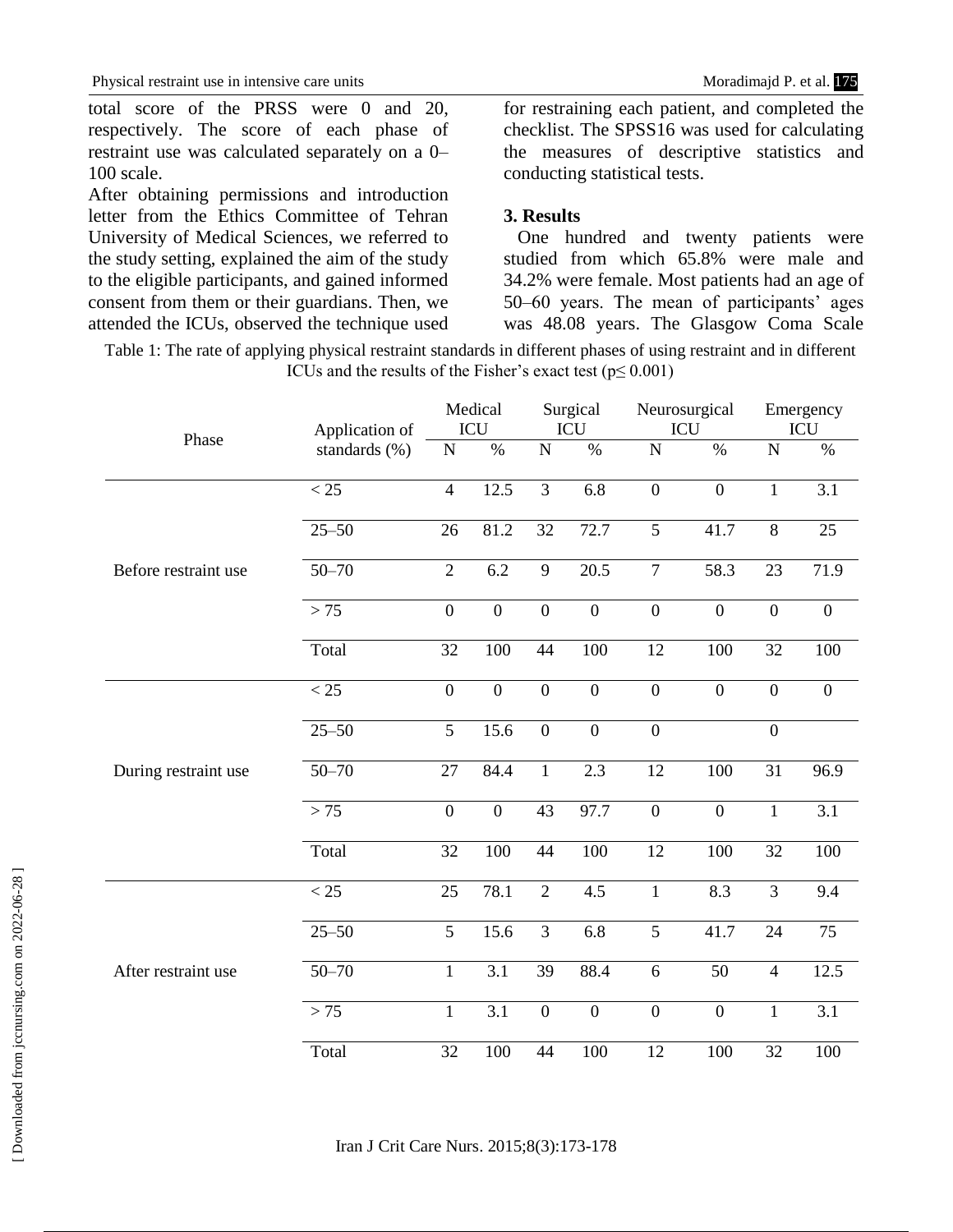total score of the PRSS were 0 and 20, respectively. The score of each phase of restraint use was calculated separately on a 0–100 scale.

After obtaining permissions and introduction letter from the Ethics Committee of Tehran University of Medical Sciences, we referred to the study setting, explained the aim of the study to the eligible participants, and gained informed consent from them or their guardians. Then, we attended the ICUs, observed the technique used for restraining each patient, and completed the checklist. The SPSS16 was used for calculating the measures of descriptive statistics and conducting statistical tests.

### 3. Results

One hundred and twenty patients were studied from which 65.8% were male and 34.2% were female. Most patients had an age of 50–60 years. The mean of participants' ages was 48.08 years. The Glasgow Coma Scale

Table 1: The rate of applying physical restraint standards in different phases of using restraint and in different ICUs and the results of the Fisher's exact test ($p \leq 0.001$)

| Phase | Application of standards (%) | Medical ICU | | Surgical ICU | | Neurosurgical ICU | | Emergency ICU | |
|---|---|---|---|---|---|---|---|---|---|
| | | N | % | N | % | N | % | N | % |
| Before restraint use | < 25 | 4 | 12.5 | 3 | 6.8 | 0 | 0 | 1 | 3.1 |
| | 25–50 | 26 | 81.2 | 32 | 72.7 | 5 | 41.7 | 8 | 25 |
| | 50–70 | 2 | 6.2 | 9 | 20.5 | 7 | 58.3 | 23 | 71.9 |
| | > 75 | 0 | 0 | 0 | 0 | 0 | 0 | 0 | 0 |
| | Total | 32 | 100 | 44 | 100 | 12 | 100 | 32 | 100 |
| During restraint use | < 25 | 0 | 0 | 0 | 0 | 0 | 0 | 0 | 0 |
| | 25–50 | 5 | 15.6 | 0 | 0 | 0 | | 0 | |
| | 50–70 | 27 | 84.4 | 1 | 2.3 | 12 | 100 | 31 | 96.9 |
| | > 75 | 0 | 0 | 43 | 97.7 | 0 | 0 | 1 | 3.1 |
| | Total | 32 | 100 | 44 | 100 | 12 | 100 | 32 | 100 |
| After restraint use | < 25 | 25 | 78.1 | 2 | 4.5 | 1 | 8.3 | 3 | 9.4 |
| | 25–50 | 5 | 15.6 | 3 | 6.8 | 5 | 41.7 | 24 | 75 |
| | 50–70 | 1 | 3.1 | 39 | 88.4 | 6 | 50 | 4 | 12.5 |
| | > 75 | 1 | 3.1 | 0 | 0 | 0 | 0 | 1 | 3.1 |
| | Total | 32 | 100 | 44 | 100 | 12 | 100 | 32 | 100 |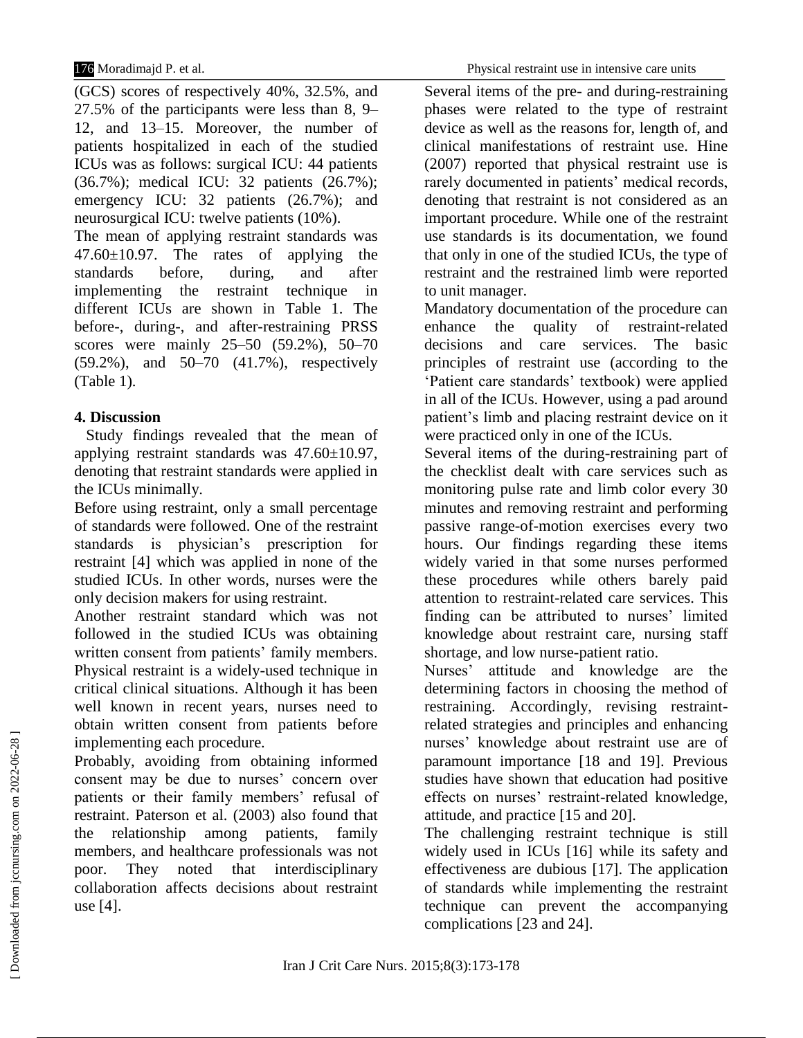(GCS) scores of respectively 40%, 32.5%, and 27.5% of the participants were less than 8, 9–12, and 13–15. Moreover, the number of patients hospitalized in each of the studied ICUs was as follows: surgical ICU: 44 patients (36.7%); medical ICU: 32 patients (26.7%); emergency ICU: 32 patients (26.7%); and neurosurgical ICU: twelve patients (10%).

The mean of applying restraint standards was 47.60±10.97. The rates of applying the standards before, during, and after implementing the restraint technique in different ICUs are shown in Table 1. The before-, during-, and after-restraining PRSS scores were mainly 25–50 (59.2%), 50–70 (59.2%), and 50–70 (41.7%), respectively (Table 1).

## 4. Discussion

Study findings revealed that the mean of applying restraint standards was 47.60±10.97, denoting that restraint standards were applied in the ICUs minimally.

Before using restraint, only a small percentage of standards were followed. One of the restraint standards is physician's prescription for restraint [4] which was applied in none of the studied ICUs. In other words, nurses were the only decision makers for using restraint.

Another restraint standard which was not followed in the studied ICUs was obtaining written consent from patients' family members. Physical restraint is a widely-used technique in critical clinical situations. Although it has been well known in recent years, nurses need to obtain written consent from patients before implementing each procedure.

Probably, avoiding from obtaining informed consent may be due to nurses' concern over patients or their family members' refusal of restraint. Paterson et al. (2003) also found that the relationship among patients, family members, and healthcare professionals was not poor. They noted that interdisciplinary collaboration affects decisions about restraint use [4].

Several items of the pre- and during-restraining phases were related to the type of restraint device as well as the reasons for, length of, and clinical manifestations of restraint use. Hine (2007) reported that physical restraint use is rarely documented in patients' medical records, denoting that restraint is not considered as an important procedure. While one of the restraint use standards is its documentation, we found that only in one of the studied ICUs, the type of restraint and the restrained limb were reported to unit manager.

Mandatory documentation of the procedure can enhance the quality of restraint-related decisions and care services. The basic principles of restraint use (according to the 'Patient care standards' textbook) were applied in all of the ICUs. However, using a pad around patient's limb and placing restraint device on it were practiced only in one of the ICUs.

Several items of the during-restraining part of the checklist dealt with care services such as monitoring pulse rate and limb color every 30 minutes and removing restraint and performing passive range-of-motion exercises every two hours. Our findings regarding these items widely varied in that some nurses performed these procedures while others barely paid attention to restraint-related care services. This finding can be attributed to nurses' limited knowledge about restraint care, nursing staff shortage, and low nurse-patient ratio.

Nurses' attitude and knowledge are the determining factors in choosing the method of restraining. Accordingly, revising restraint-related strategies and principles and enhancing nurses' knowledge about restraint use are of paramount importance [18 and 19]. Previous studies have shown that education had positive effects on nurses' restraint-related knowledge, attitude, and practice [15 and 20].

The challenging restraint technique is still widely used in ICUs [16] while its safety and effectiveness are dubious [17]. The application of standards while implementing the restraint technique can prevent the accompanying complications [23 and 24].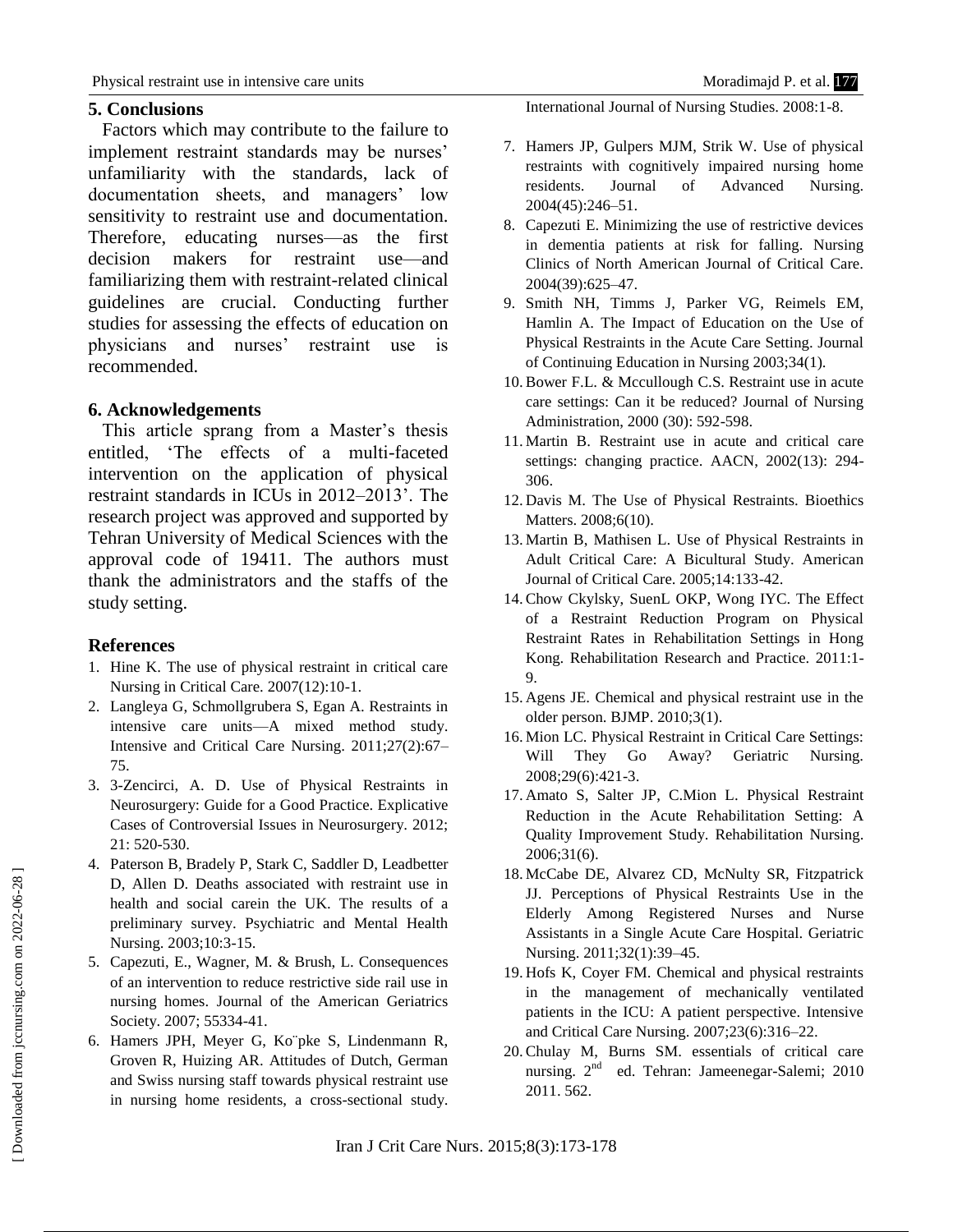## 5. Conclusions

Factors which may contribute to the failure to implement restraint standards may be nurses' unfamiliarity with the standards, lack of documentation sheets, and managers' low sensitivity to restraint use and documentation. Therefore, educating nurses—as the first decision makers for restraint use—and familiarizing them with restraint-related clinical guidelines are crucial. Conducting further studies for assessing the effects of education on physicians and nurses' restraint use is recommended.

## 6. Acknowledgements

This article sprang from a Master's thesis entitled, 'The effects of a multi-faceted intervention on the application of physical restraint standards in ICUs in 2012–2013'. The research project was approved and supported by Tehran University of Medical Sciences with the approval code of 19411. The authors must thank the administrators and the staffs of the study setting.

## References

1. Hine K. The use of physical restraint in critical care Nursing in Critical Care. 2007(12):10-1.
2. Langleya G, Schmollgrubera S, Egan A. Restraints in intensive care units—A mixed method study. Intensive and Critical Care Nursing. 2011;27(2):67–75.
3. 3-Zencirci, A. D. Use of Physical Restraints in Neurosurgery: Guide for a Good Practice. Explicative Cases of Controversial Issues in Neurosurgery. 2012; 21: 520-530.
4. Paterson B, Bradely P, Stark C, Saddler D, Leadbetter D, Allen D. Deaths associated with restraint use in health and social carein the UK. The results of a preliminary survey. Psychiatric and Mental Health Nursing. 2003;10:3-15.
5. Capezuti, E., Wagner, M. & Brush, L. Consequences of an intervention to reduce restrictive side rail use in nursing homes. Journal of the American Geriatrics Society. 2007; 55334-41.
6. Hamers JPH, Meyer G, Ko¨pke S, Lindenmann R, Groven R, Huizing AR. Attitudes of Dutch, German and Swiss nursing staff towards physical restraint use in nursing home residents, a cross-sectional study. International Journal of Nursing Studies. 2008:1-8.
7. Hamers JP, Gulpers MJM, Strik W. Use of physical restraints with cognitively impaired nursing home residents. Journal of Advanced Nursing. 2004(45):246–51.
8. Capezuti E. Minimizing the use of restrictive devices in dementia patients at risk for falling. Nursing Clinics of North American Journal of Critical Care. 2004(39):625–47.
9. Smith NH, Timms J, Parker VG, Reimels EM, Hamlin A. The Impact of Education on the Use of Physical Restraints in the Acute Care Setting. Journal of Continuing Education in Nursing 2003;34(1).
10. Bower F.L. & Mccullough C.S. Restraint use in acute care settings: Can it be reduced? Journal of Nursing Administration, 2000 (30): 592-598.
11. Martin B. Restraint use in acute and critical care settings: changing practice. AACN, 2002(13): 294-306.
12. Davis M. The Use of Physical Restraints. Bioethics Matters. 2008;6(10).
13. Martin B, Mathisen L. Use of Physical Restraints in Adult Critical Care: A Bicultural Study. American Journal of Critical Care. 2005;14:133-42.
14. Chow Ckylsky, SuenL OKP, Wong IYC. The Effect of a Restraint Reduction Program on Physical Restraint Rates in Rehabilitation Settings in Hong Kong. Rehabilitation Research and Practice. 2011:1-9.
15. Agens JE. Chemical and physical restraint use in the older person. BJMP. 2010;3(1).
16. Mion LC. Physical Restraint in Critical Care Settings: Will They Go Away? Geriatric Nursing. 2008;29(6):421-3.
17. Amato S, Salter JP, C.Mion L. Physical Restraint Reduction in the Acute Rehabilitation Setting: A Quality Improvement Study. Rehabilitation Nursing. 2006;31(6).
18. McCabe DE, Alvarez CD, McNulty SR, Fitzpatrick JJ. Perceptions of Physical Restraints Use in the Elderly Among Registered Nurses and Nurse Assistants in a Single Acute Care Hospital. Geriatric Nursing. 2011;32(1):39–45.
19. Hofs K, Coyer FM. Chemical and physical restraints in the management of mechanically ventilated patients in the ICU: A patient perspective. Intensive and Critical Care Nursing. 2007;23(6):316–22.
20. Chulay M, Burns SM. essentials of critical care nursing. 2nd ed. Tehran: Jameenegar-Salemi; 2010 2011. 562.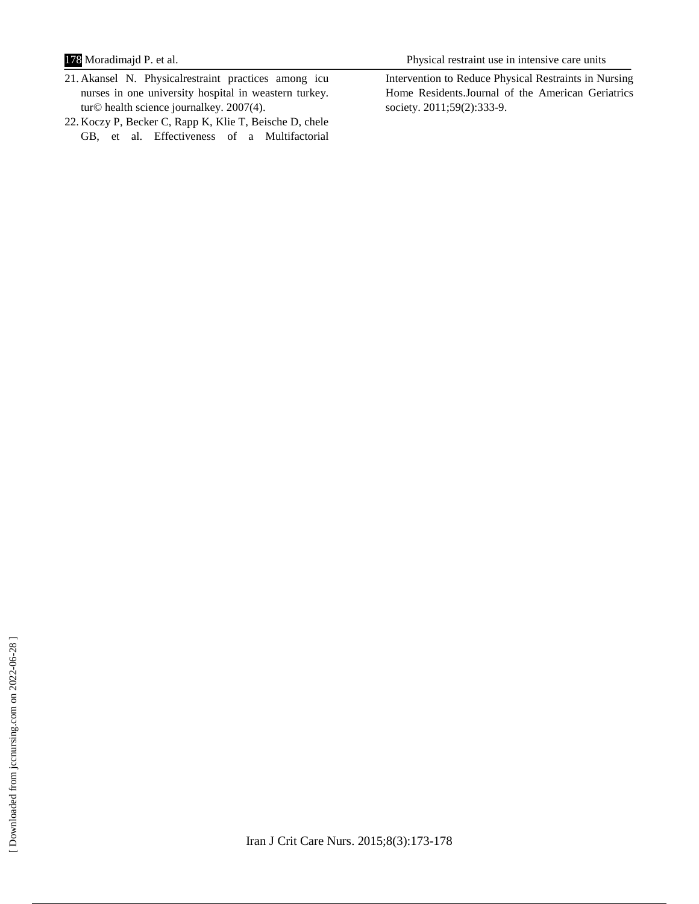21. Akansel N. Physicalrestraint practices among icu nurses in one university hospital in weastern turkey. tur© health science journalkey. 2007(4).
22. Koczy P, Becker C, Rapp K, Klie T, Beische D, chele GB, et al. Effectiveness of a Multifactorial Intervention to Reduce Physical Restraints in Nursing Home Residents.Journal of the American Geriatrics society. 2011;59(2):333-9.